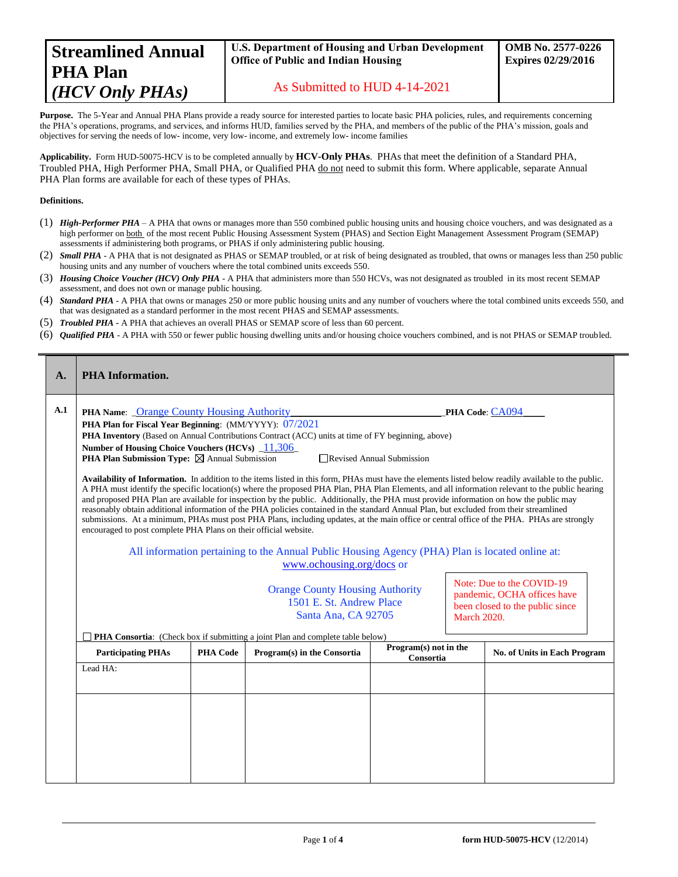| Streamlined Annual PHA Plan *(HCV Only PHAs)* | U.S. Department of Housing and Urban Development Office of Public and Indian Housing As Submitted to HUD 4-14-2021 | OMB No. 2577-0226 Expires 02/29/2016 |
|---|---|---|

**Purpose.** The 5-Year and Annual PHA Plans provide a ready source for interested parties to locate basic PHA policies, rules, and requirements concerning the PHA's operations, programs, and services, and informs HUD, families served by the PHA, and members of the public of the PHA's mission, goals and objectives for serving the needs of low- income, very low- income, and extremely low- income families

**Applicability.** Form HUD-50075-HCV is to be completed annually by **HCV-Only PHAs**. PHAs that meet the definition of a Standard PHA, Troubled PHA, High Performer PHA, Small PHA, or Qualified PHA do not need to submit this form. Where applicable, separate Annual PHA Plan forms are available for each of these types of PHAs.

**Definitions.**

(1) ***High-Performer PHA*** – A PHA that owns or manages more than 550 combined public housing units and housing choice vouchers, and was designated as a high performer on both of the most recent Public Housing Assessment System (PHAS) and Section Eight Management Assessment Program (SEMAP) assessments if administering both programs, or PHAS if only administering public housing.

(2) ***Small PHA*** - A PHA that is not designated as PHAS or SEMAP troubled, or at risk of being designated as troubled, that owns or manages less than 250 public housing units and any number of vouchers where the total combined units exceeds 550.

(3) ***Housing Choice Voucher (HCV) Only PHA*** - A PHA that administers more than 550 HCVs, was not designated as troubled in its most recent SEMAP assessment, and does not own or manage public housing.

(4) ***Standard PHA*** - A PHA that owns or manages 250 or more public housing units and any number of vouchers where the total combined units exceeds 550, and that was designated as a standard performer in the most recent PHAS and SEMAP assessments.

(5) ***Troubled PHA*** - A PHA that achieves an overall PHAS or SEMAP score of less than 60 percent.

(6) ***Qualified PHA*** - A PHA with 550 or fewer public housing dwelling units and/or housing choice vouchers combined, and is not PHAS or SEMAP troubled.

## A. PHA Information.

**A.1**

**PHA Name**: Orange County Housing Authority **PHA Code**: CA094

**PHA Plan for Fiscal Year Beginning**: (MM/YYYY): 07/2021

**PHA Inventory** (Based on Annual Contributions Contract (ACC) units at time of FY beginning, above)

**Number of Housing Choice Vouchers (HCVs)** 11,306

**PHA Plan Submission Type:** ☒ Annual Submission ☐ Revised Annual Submission

**Availability of Information.** In addition to the items listed in this form, PHAs must have the elements listed below readily available to the public. A PHA must identify the specific location(s) where the proposed PHA Plan, PHA Plan Elements, and all information relevant to the public hearing and proposed PHA Plan are available for inspection by the public. Additionally, the PHA must provide information on how the public may reasonably obtain additional information of the PHA policies contained in the standard Annual Plan, but excluded from their streamlined submissions. At a minimum, PHAs must post PHA Plans, including updates, at the main office or central office of the PHA. PHAs are strongly encouraged to post complete PHA Plans on their official website.

All information pertaining to the Annual Public Housing Agency (PHA) Plan is located online at: www.ochousing.org/docs or

Orange County Housing Authority
1501 E. St. Andrew Place
Santa Ana, CA 92705

Note: Due to the COVID-19 pandemic, OCHA offices have been closed to the public since March 2020.

☐ **PHA Consortia**: (Check box if submitting a joint Plan and complete table below)

| Participating PHAs | PHA Code | Program(s) in the Consortia | Program(s) not in the Consortia | No. of Units in Each Program |
|---|---|---|---|---|
| Lead HA: | | | | |
| | | | | |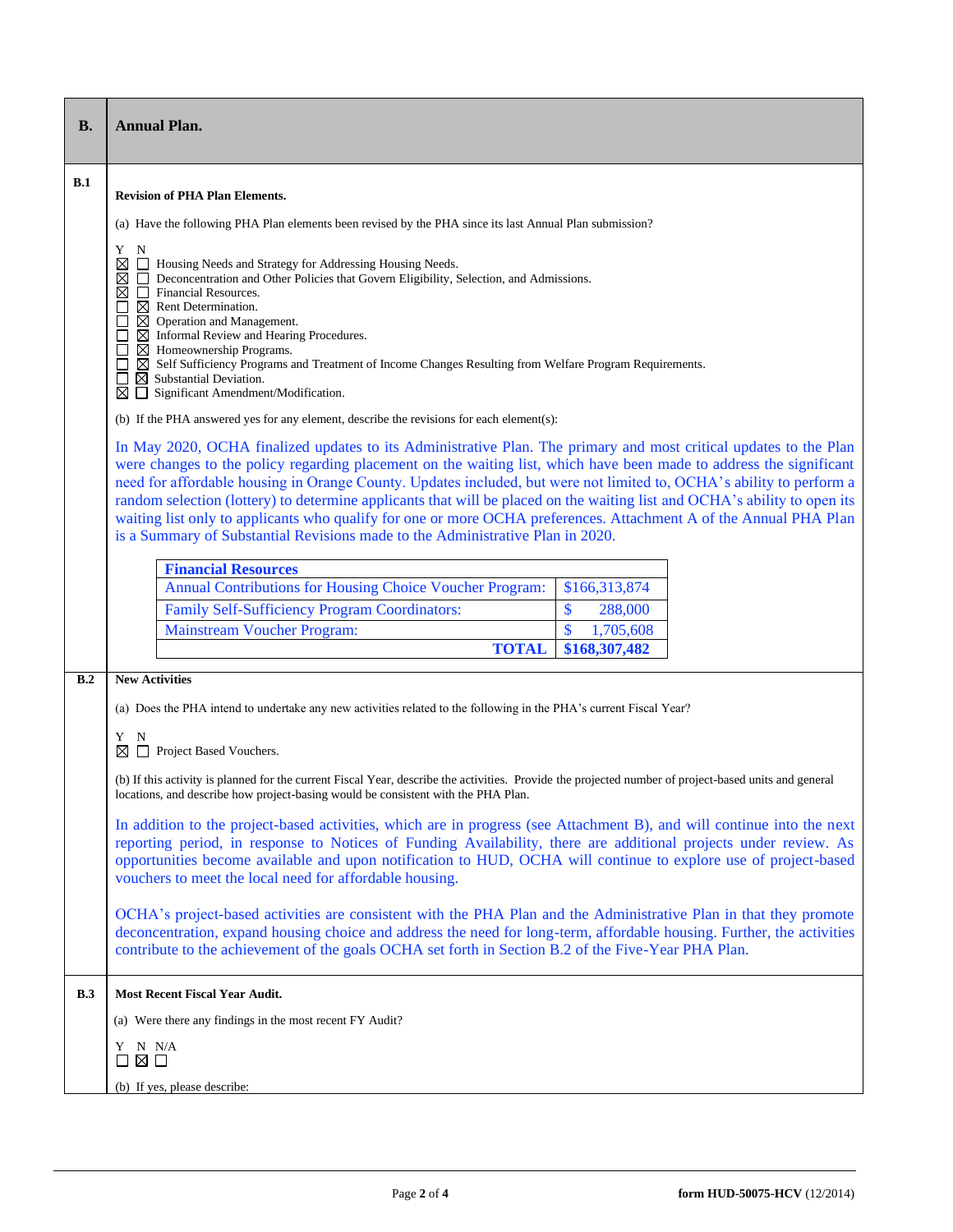## B. Annual Plan.

### B.1

**Revision of PHA Plan Elements.**

(a) Have the following PHA Plan elements been revised by the PHA since its last Annual Plan submission?

| Y | N | Element |
|---|---|---|
| ☒ | ☐ | Housing Needs and Strategy for Addressing Housing Needs. |
| ☒ | ☐ | Deconcentration and Other Policies that Govern Eligibility, Selection, and Admissions. |
| ☒ | ☐ | Financial Resources. |
| ☐ | ☒ | Rent Determination. |
| ☐ | ☒ | Operation and Management. |
| ☐ | ☒ | Informal Review and Hearing Procedures. |
| ☐ | ☒ | Homeownership Programs. |
| ☐ | ☒ | Self Sufficiency Programs and Treatment of Income Changes Resulting from Welfare Program Requirements. |
| ☐ | ☒ | Substantial Deviation. |
| ☒ | ☐ | Significant Amendment/Modification. |

(b) If the PHA answered yes for any element, describe the revisions for each element(s):

In May 2020, OCHA finalized updates to its Administrative Plan. The primary and most critical updates to the Plan were changes to the policy regarding placement on the waiting list, which have been made to address the significant need for affordable housing in Orange County. Updates included, but were not limited to, OCHA's ability to perform a random selection (lottery) to determine applicants that will be placed on the waiting list and OCHA's ability to open its waiting list only to applicants who qualify for one or more OCHA preferences. Attachment A of the Annual PHA Plan is a Summary of Substantial Revisions made to the Administrative Plan in 2020.

| **Financial Resources** | |
|---|---|
| Annual Contributions for Housing Choice Voucher Program: | $166,313,874 |
| Family Self-Sufficiency Program Coordinators: | $ 288,000 |
| Mainstream Voucher Program: | $ 1,705,608 |
| **TOTAL** | **$168,307,482** |

### B.2

**New Activities**

(a) Does the PHA intend to undertake any new activities related to the following in the PHA's current Fiscal Year?

| Y | N | Activity |
|---|---|---|
| ☒ | ☐ | Project Based Vouchers. |

(b) If this activity is planned for the current Fiscal Year, describe the activities. Provide the projected number of project-based units and general locations, and describe how project-basing would be consistent with the PHA Plan.

In addition to the project-based activities, which are in progress (see Attachment B), and will continue into the next reporting period, in response to Notices of Funding Availability, there are additional projects under review. As opportunities become available and upon notification to HUD, OCHA will continue to explore use of project-based vouchers to meet the local need for affordable housing.

OCHA's project-based activities are consistent with the PHA Plan and the Administrative Plan in that they promote deconcentration, expand housing choice and address the need for long-term, affordable housing. Further, the activities contribute to the achievement of the goals OCHA set forth in Section B.2 of the Five-Year PHA Plan.

### B.3

**Most Recent Fiscal Year Audit.**

(a) Were there any findings in the most recent FY Audit?

| Y | N | N/A |
|---|---|---|
| ☐ | ☒ | ☐ |

(b) If yes, please describe: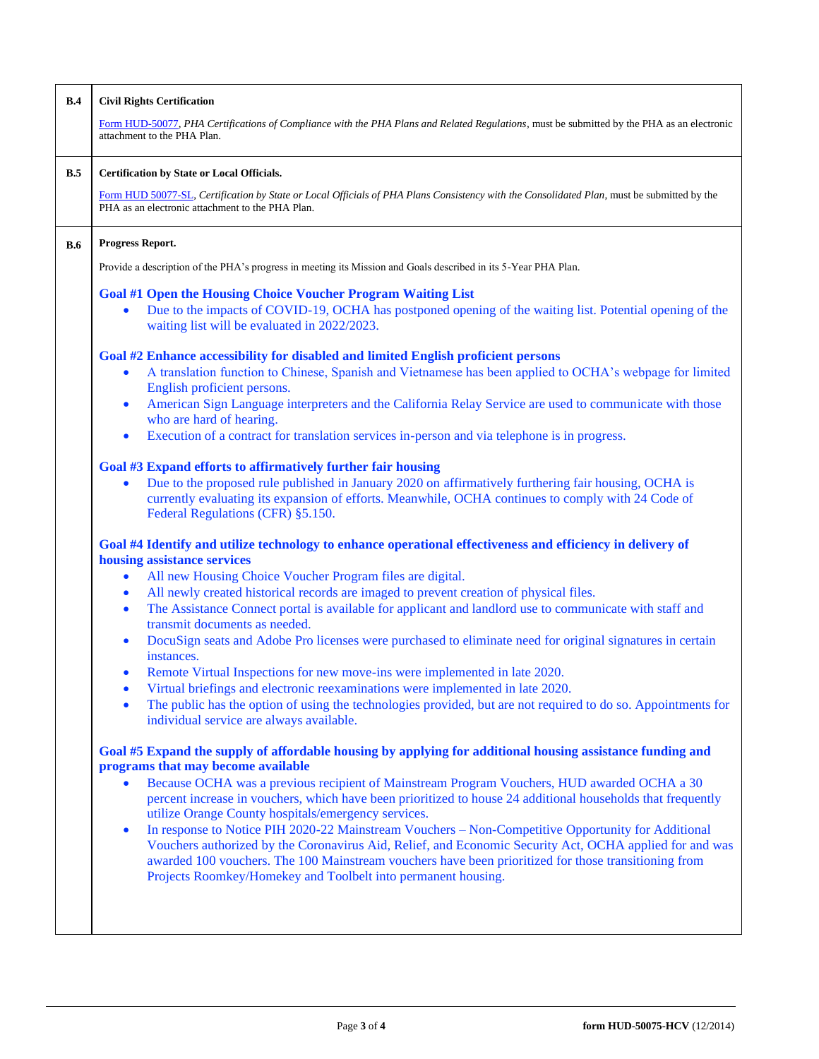**B.4 Civil Rights Certification**

Form HUD-50077, *PHA Certifications of Compliance with the PHA Plans and Related Regulations*, must be submitted by the PHA as an electronic attachment to the PHA Plan.

**B.5 Certification by State or Local Officials.**

Form HUD 50077-SL, *Certification by State or Local Officials of PHA Plans Consistency with the Consolidated Plan*, must be submitted by the PHA as an electronic attachment to the PHA Plan.

**B.6 Progress Report.**

Provide a description of the PHA's progress in meeting its Mission and Goals described in its 5-Year PHA Plan.

**Goal #1 Open the Housing Choice Voucher Program Waiting List**

- Due to the impacts of COVID-19, OCHA has postponed opening of the waiting list. Potential opening of the waiting list will be evaluated in 2022/2023.

**Goal #2 Enhance accessibility for disabled and limited English proficient persons**

- A translation function to Chinese, Spanish and Vietnamese has been applied to OCHA's webpage for limited English proficient persons.
- American Sign Language interpreters and the California Relay Service are used to communicate with those who are hard of hearing.
- Execution of a contract for translation services in-person and via telephone is in progress.

**Goal #3 Expand efforts to affirmatively further fair housing**

- Due to the proposed rule published in January 2020 on affirmatively furthering fair housing, OCHA is currently evaluating its expansion of efforts. Meanwhile, OCHA continues to comply with 24 Code of Federal Regulations (CFR) §5.150.

**Goal #4 Identify and utilize technology to enhance operational effectiveness and efficiency in delivery of housing assistance services**

- All new Housing Choice Voucher Program files are digital.
- All newly created historical records are imaged to prevent creation of physical files.
- The Assistance Connect portal is available for applicant and landlord use to communicate with staff and transmit documents as needed.
- DocuSign seats and Adobe Pro licenses were purchased to eliminate need for original signatures in certain instances.
- Remote Virtual Inspections for new move-ins were implemented in late 2020.
- Virtual briefings and electronic reexaminations were implemented in late 2020.
- The public has the option of using the technologies provided, but are not required to do so. Appointments for individual service are always available.

**Goal #5 Expand the supply of affordable housing by applying for additional housing assistance funding and programs that may become available**

- Because OCHA was a previous recipient of Mainstream Program Vouchers, HUD awarded OCHA a 30 percent increase in vouchers, which have been prioritized to house 24 additional households that frequently utilize Orange County hospitals/emergency services.
- In response to Notice PIH 2020-22 Mainstream Vouchers – Non-Competitive Opportunity for Additional Vouchers authorized by the Coronavirus Aid, Relief, and Economic Security Act, OCHA applied for and was awarded 100 vouchers. The 100 Mainstream vouchers have been prioritized for those transitioning from Projects Roomkey/Homekey and Toolbelt into permanent housing.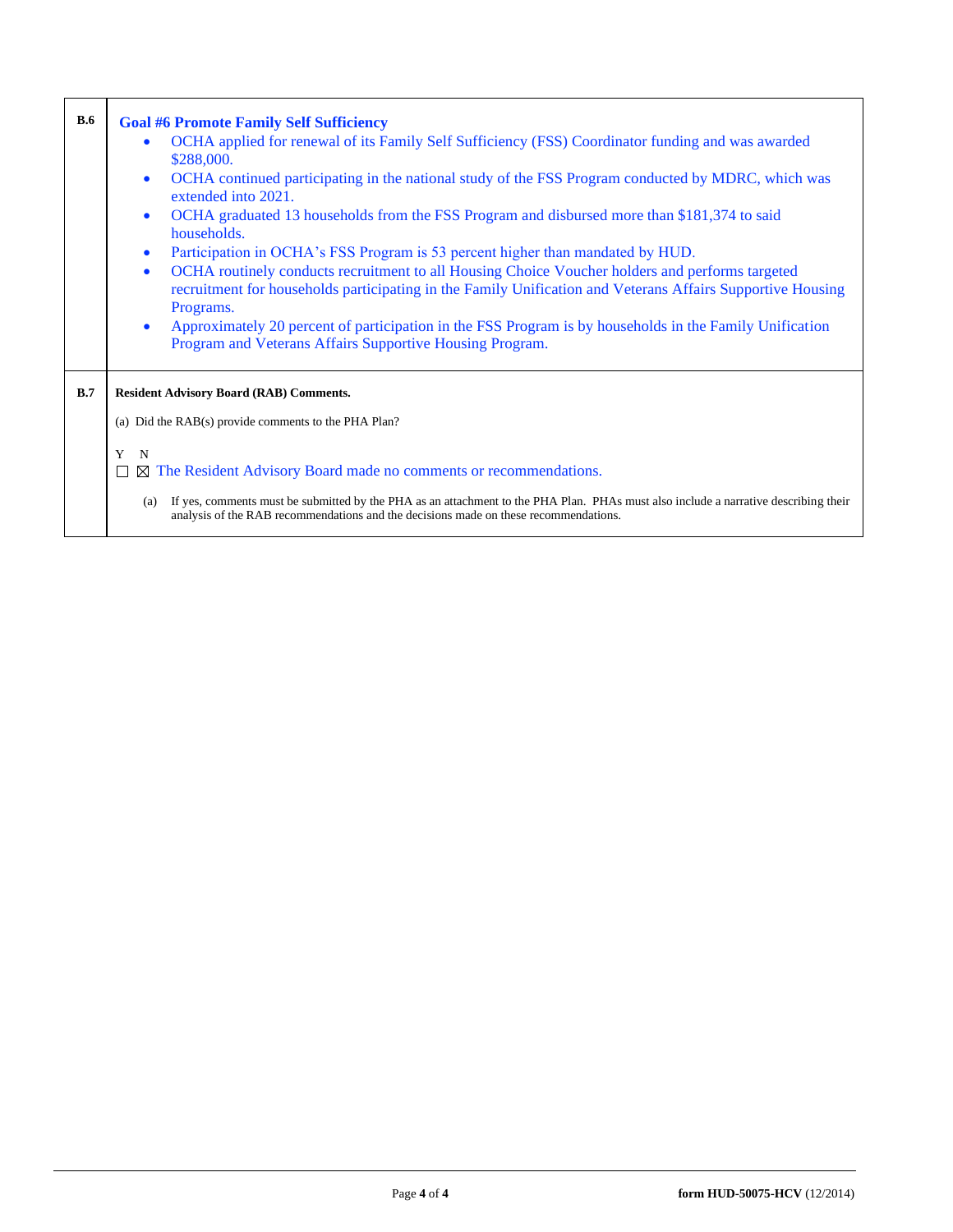| | |
|---|---|
| **B.6** | **Goal #6 Promote Family Self Sufficiency**<br>• OCHA applied for renewal of its Family Self Sufficiency (FSS) Coordinator funding and was awarded $288,000.<br>• OCHA continued participating in the national study of the FSS Program conducted by MDRC, which was extended into 2021.<br>• OCHA graduated 13 households from the FSS Program and disbursed more than $181,374 to said households.<br>• Participation in OCHA's FSS Program is 53 percent higher than mandated by HUD.<br>• OCHA routinely conducts recruitment to all Housing Choice Voucher holders and performs targeted recruitment for households participating in the Family Unification and Veterans Affairs Supportive Housing Programs.<br>• Approximately 20 percent of participation in the FSS Program is by households in the Family Unification Program and Veterans Affairs Supportive Housing Program. |
| **B.7** | **Resident Advisory Board (RAB) Comments.**<br><br>(a) Did the RAB(s) provide comments to the PHA Plan?<br><br>Y N<br>☐ ☒ The Resident Advisory Board made no comments or recommendations.<br><br>(a) If yes, comments must be submitted by the PHA as an attachment to the PHA Plan. PHAs must also include a narrative describing their analysis of the RAB recommendations and the decisions made on these recommendations. |

form HUD-50075-HCV (12/2014)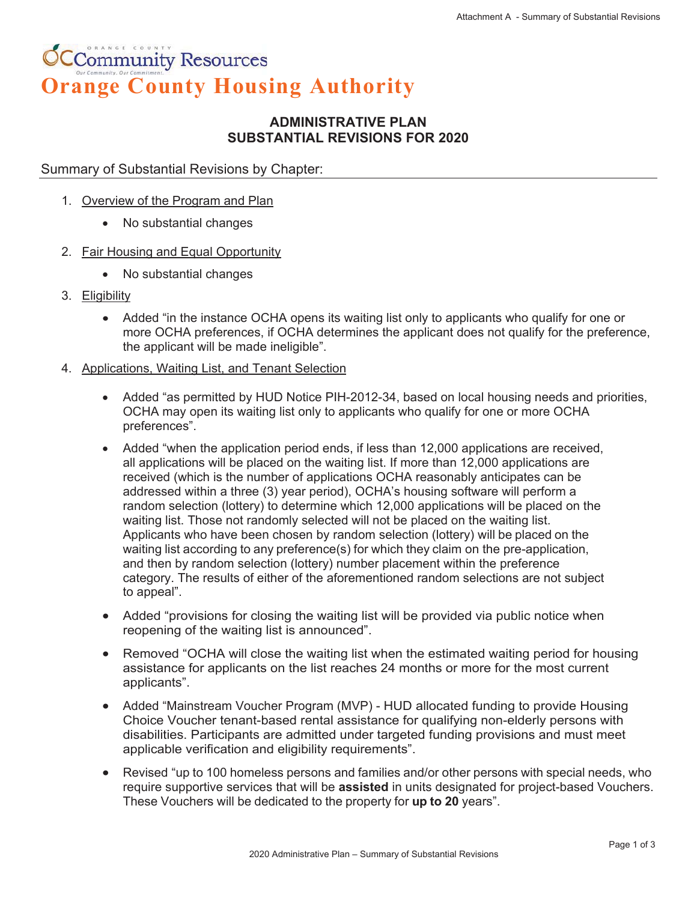Orange County Community Resources

# Orange County Housing Authority

## ADMINISTRATIVE PLAN
## SUBSTANTIAL REVISIONS FOR 2020

Summary of Substantial Revisions by Chapter:

1. Overview of the Program and Plan
   - No substantial changes
2. Fair Housing and Equal Opportunity
   - No substantial changes
3. Eligibility
   - Added "in the instance OCHA opens its waiting list only to applicants who qualify for one or more OCHA preferences, if OCHA determines the applicant does not qualify for the preference, the applicant will be made ineligible".
4. Applications, Waiting List, and Tenant Selection
   - Added "as permitted by HUD Notice PIH-2012-34, based on local housing needs and priorities, OCHA may open its waiting list only to applicants who qualify for one or more OCHA preferences".
   - Added "when the application period ends, if less than 12,000 applications are received, all applications will be placed on the waiting list. If more than 12,000 applications are received (which is the number of applications OCHA reasonably anticipates can be addressed within a three (3) year period), OCHA's housing software will perform a random selection (lottery) to determine which 12,000 applications will be placed on the waiting list. Those not randomly selected will not be placed on the waiting list. Applicants who have been chosen by random selection (lottery) will be placed on the waiting list according to any preference(s) for which they claim on the pre-application, and then by random selection (lottery) number placement within the preference category. The results of either of the aforementioned random selections are not subject to appeal".
   - Added "provisions for closing the waiting list will be provided via public notice when reopening of the waiting list is announced".
   - Removed "OCHA will close the waiting list when the estimated waiting period for housing assistance for applicants on the list reaches 24 months or more for the most current applicants".
   - Added "Mainstream Voucher Program (MVP) - HUD allocated funding to provide Housing Choice Voucher tenant-based rental assistance for qualifying non-elderly persons with disabilities. Participants are admitted under targeted funding provisions and must meet applicable verification and eligibility requirements".
   - Revised "up to 100 homeless persons and families and/or other persons with special needs, who require supportive services that will be **assisted** in units designated for project-based Vouchers. These Vouchers will be dedicated to the property for **up to 20** years".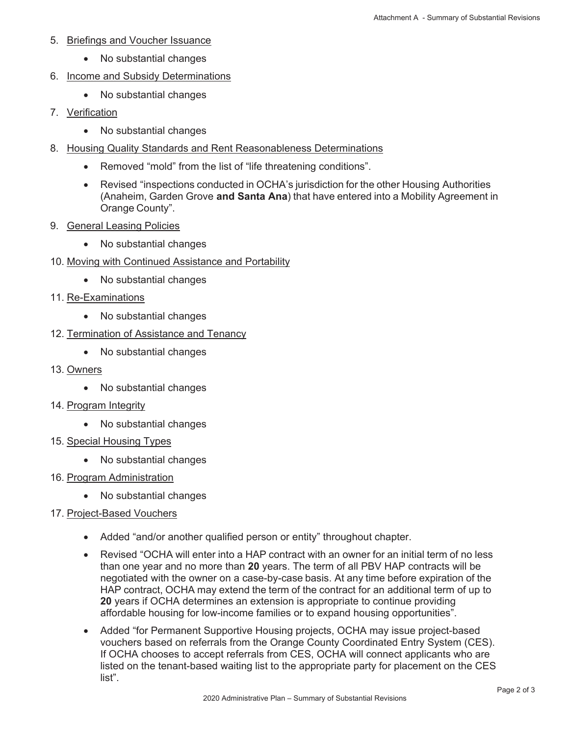5. Briefings and Voucher Issuance
    - No substantial changes
6. Income and Subsidy Determinations
    - No substantial changes
7. Verification
    - No substantial changes
8. Housing Quality Standards and Rent Reasonableness Determinations
    - Removed “mold” from the list of “life threatening conditions”.
    - Revised “inspections conducted in OCHA’s jurisdiction for the other Housing Authorities (Anaheim, Garden Grove **and Santa Ana**) that have entered into a Mobility Agreement in Orange County”.
9. General Leasing Policies
    - No substantial changes
10. Moving with Continued Assistance and Portability
    - No substantial changes
11. Re-Examinations
    - No substantial changes
12. Termination of Assistance and Tenancy
    - No substantial changes
13. Owners
    - No substantial changes
14. Program Integrity
    - No substantial changes
15. Special Housing Types
    - No substantial changes
16. Program Administration
    - No substantial changes
17. Project-Based Vouchers
    - Added “and/or another qualified person or entity” throughout chapter.
    - Revised “OCHA will enter into a HAP contract with an owner for an initial term of no less than one year and no more than **20** years. The term of all PBV HAP contracts will be negotiated with the owner on a case-by-case basis. At any time before expiration of the HAP contract, OCHA may extend the term of the contract for an additional term of up to **20** years if OCHA determines an extension is appropriate to continue providing affordable housing for low-income families or to expand housing opportunities”.
    - Added “for Permanent Supportive Housing projects, OCHA may issue project-based vouchers based on referrals from the Orange County Coordinated Entry System (CES). If OCHA chooses to accept referrals from CES, OCHA will connect applicants who are listed on the tenant-based waiting list to the appropriate party for placement on the CES list”.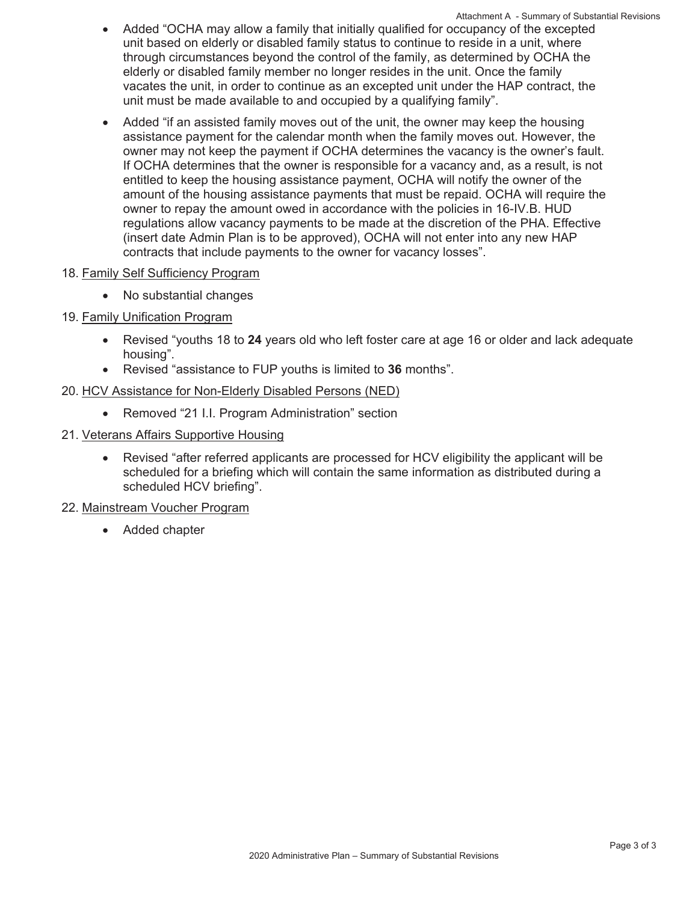- Added "OCHA may allow a family that initially qualified for occupancy of the excepted unit based on elderly or disabled family status to continue to reside in a unit, where through circumstances beyond the control of the family, as determined by OCHA the elderly or disabled family member no longer resides in the unit. Once the family vacates the unit, in order to continue as an excepted unit under the HAP contract, the unit must be made available to and occupied by a qualifying family".
- Added "if an assisted family moves out of the unit, the owner may keep the housing assistance payment for the calendar month when the family moves out. However, the owner may not keep the payment if OCHA determines the vacancy is the owner's fault. If OCHA determines that the owner is responsible for a vacancy and, as a result, is not entitled to keep the housing assistance payment, OCHA will notify the owner of the amount of the housing assistance payments that must be repaid. OCHA will require the owner to repay the amount owed in accordance with the policies in 16-IV.B. HUD regulations allow vacancy payments to be made at the discretion of the PHA. Effective (insert date Admin Plan is to be approved), OCHA will not enter into any new HAP contracts that include payments to the owner for vacancy losses".

18. Family Self Sufficiency Program
    - No substantial changes

19. Family Unification Program
    - Revised "youths 18 to **24** years old who left foster care at age 16 or older and lack adequate housing".
    - Revised "assistance to FUP youths is limited to **36** months".

20. HCV Assistance for Non-Elderly Disabled Persons (NED)
    - Removed "21 I.I. Program Administration" section

21. Veterans Affairs Supportive Housing
    - Revised "after referred applicants are processed for HCV eligibility the applicant will be scheduled for a briefing which will contain the same information as distributed during a scheduled HCV briefing".

22. Mainstream Voucher Program
    - Added chapter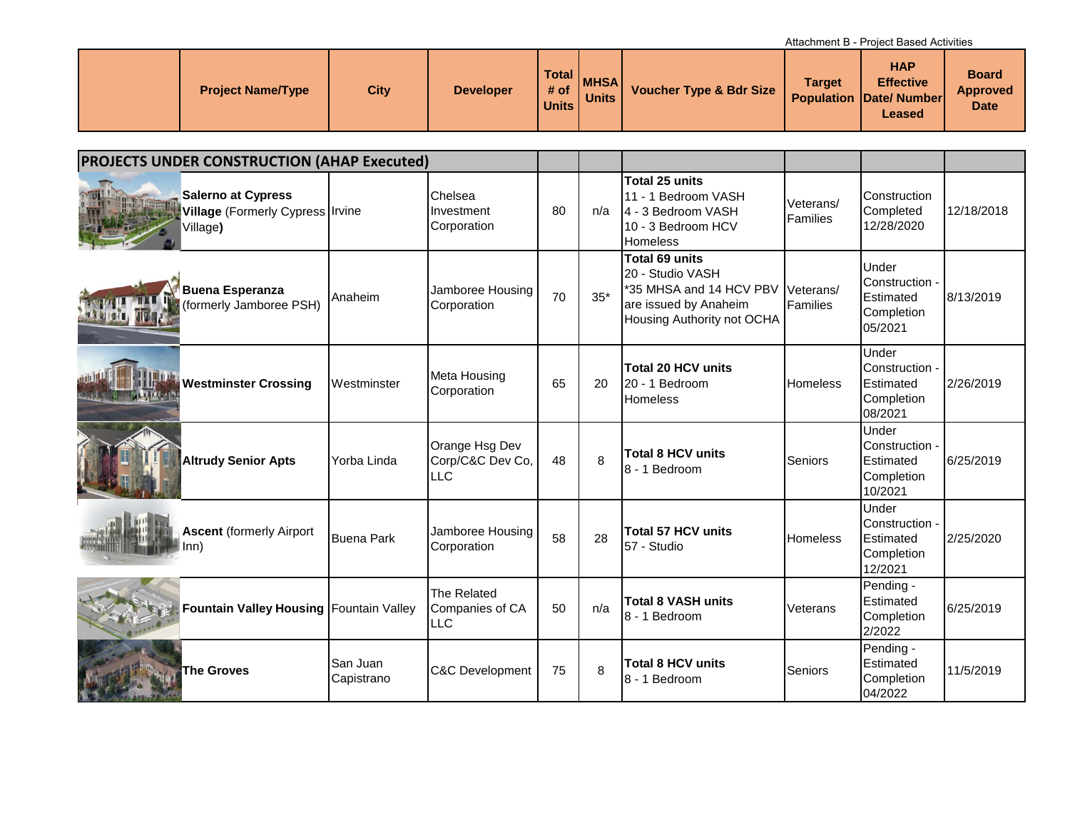Attachment B - Project Based Activities

| | Project Name/Type | City | Developer | Total # of Units | MHSA Units | Voucher Type & Bdr Size | Target Population | HAP Effective Date/ Number Leased | Board Approved Date |
|---|---|---|---|---|---|---|---|---|---|
| **PROJECTS UNDER CONSTRUCTION (AHAP Executed)** | | | | | | | | | |
| | **Salerno at Cypress Village** (Formerly Cypress Village**)** | Irvine | Chelsea Investment Corporation | 80 | n/a | **Total 25 units**<br>11 - 1 Bedroom VASH<br>4 - 3 Bedroom VASH<br>10 - 3 Bedroom HCV Homeless | Veterans/ Families | Construction Completed 12/28/2020 | 12/18/2018 |
| | **Buena Esperanza** (formerly Jamboree PSH) | Anaheim | Jamboree Housing Corporation | 70 | 35* | **Total 69 units**<br>20 - Studio VASH<br>*35 MHSA and 14 HCV PBV are issued by Anaheim Housing Authority not OCHA | Veterans/ Families | Under Construction - Estimated Completion 05/2021 | 8/13/2019 |
| | **Westminster Crossing** | Westminster | Meta Housing Corporation | 65 | 20 | **Total 20 HCV units**<br>20 - 1 Bedroom Homeless | Homeless | Under Construction - Estimated Completion 08/2021 | 2/26/2019 |
| | **Altrudy Senior Apts** | Yorba Linda | Orange Hsg Dev Corp/C&C Dev Co, LLC | 48 | 8 | **Total 8 HCV units**<br>8 - 1 Bedroom | Seniors | Under Construction - Estimated Completion 10/2021 | 6/25/2019 |
| | **Ascent** (formerly Airport Inn) | Buena Park | Jamboree Housing Corporation | 58 | 28 | **Total 57 HCV units**<br>57 - Studio | Homeless | Under Construction - Estimated Completion 12/2021 | 2/25/2020 |
| | **Fountain Valley Housing** | Fountain Valley | The Related Companies of CA LLC | 50 | n/a | **Total 8 VASH units**<br>8 - 1 Bedroom | Veterans | Pending - Estimated Completion 2/2022 | 6/25/2019 |
| | **The Groves** | San Juan Capistrano | C&C Development | 75 | 8 | **Total 8 HCV units**<br>8 - 1 Bedroom | Seniors | Pending - Estimated Completion 04/2022 | 11/5/2019 |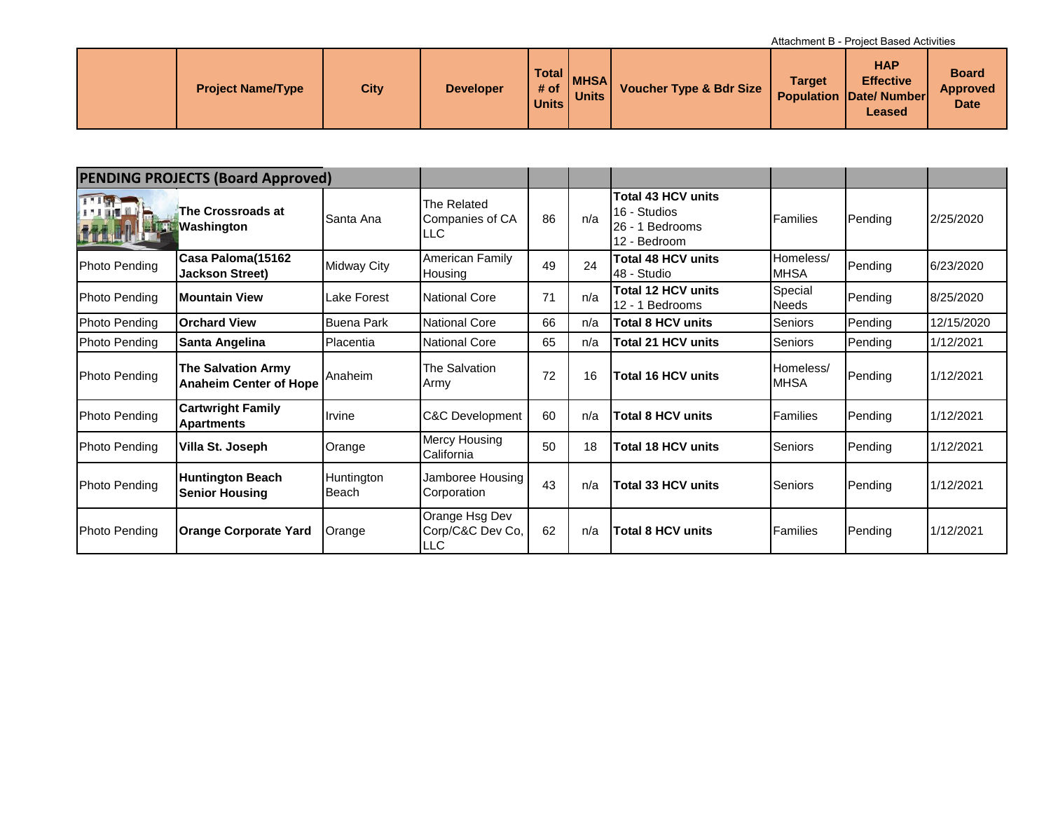Attachment B - Project Based Activities

| | Project Name/Type | City | Developer | Total # of Units | MHSA Units | Voucher Type & Bdr Size | Target Population | HAP Effective Date/ Number Leased | Board Approved Date |
|---|---|---|---|---|---|---|---|---|---|
| **PENDING PROJECTS (Board Approved)** | | | | | | | | | |
| | **The Crossroads at Washington** | Santa Ana | The Related Companies of CA LLC | 86 | n/a | **Total 43 HCV units**<br>16 - Studios<br>26 - 1 Bedrooms<br>12 - Bedroom | Families | Pending | 2/25/2020 |
| Photo Pending | **Casa Paloma(15162 Jackson Street)** | Midway City | American Family Housing | 49 | 24 | **Total 48 HCV units**<br>48 - Studio | Homeless/ MHSA | Pending | 6/23/2020 |
| Photo Pending | **Mountain View** | Lake Forest | National Core | 71 | n/a | **Total 12 HCV units**<br>12 - 1 Bedrooms | Special Needs | Pending | 8/25/2020 |
| Photo Pending | **Orchard View** | Buena Park | National Core | 66 | n/a | **Total 8 HCV units** | Seniors | Pending | 12/15/2020 |
| Photo Pending | **Santa Angelina** | Placentia | National Core | 65 | n/a | **Total 21 HCV units** | Seniors | Pending | 1/12/2021 |
| Photo Pending | **The Salvation Army Anaheim Center of Hope** | Anaheim | The Salvation Army | 72 | 16 | **Total 16 HCV units** | Homeless/ MHSA | Pending | 1/12/2021 |
| Photo Pending | **Cartwright Family Apartments** | Irvine | C&C Development | 60 | n/a | **Total 8 HCV units** | Families | Pending | 1/12/2021 |
| Photo Pending | **Villa St. Joseph** | Orange | Mercy Housing California | 50 | 18 | **Total 18 HCV units** | Seniors | Pending | 1/12/2021 |
| Photo Pending | **Huntington Beach Senior Housing** | Huntington Beach | Jamboree Housing Corporation | 43 | n/a | **Total 33 HCV units** | Seniors | Pending | 1/12/2021 |
| Photo Pending | **Orange Corporate Yard** | Orange | Orange Hsg Dev Corp/C&C Dev Co, LLC | 62 | n/a | **Total 8 HCV units** | Families | Pending | 1/12/2021 |